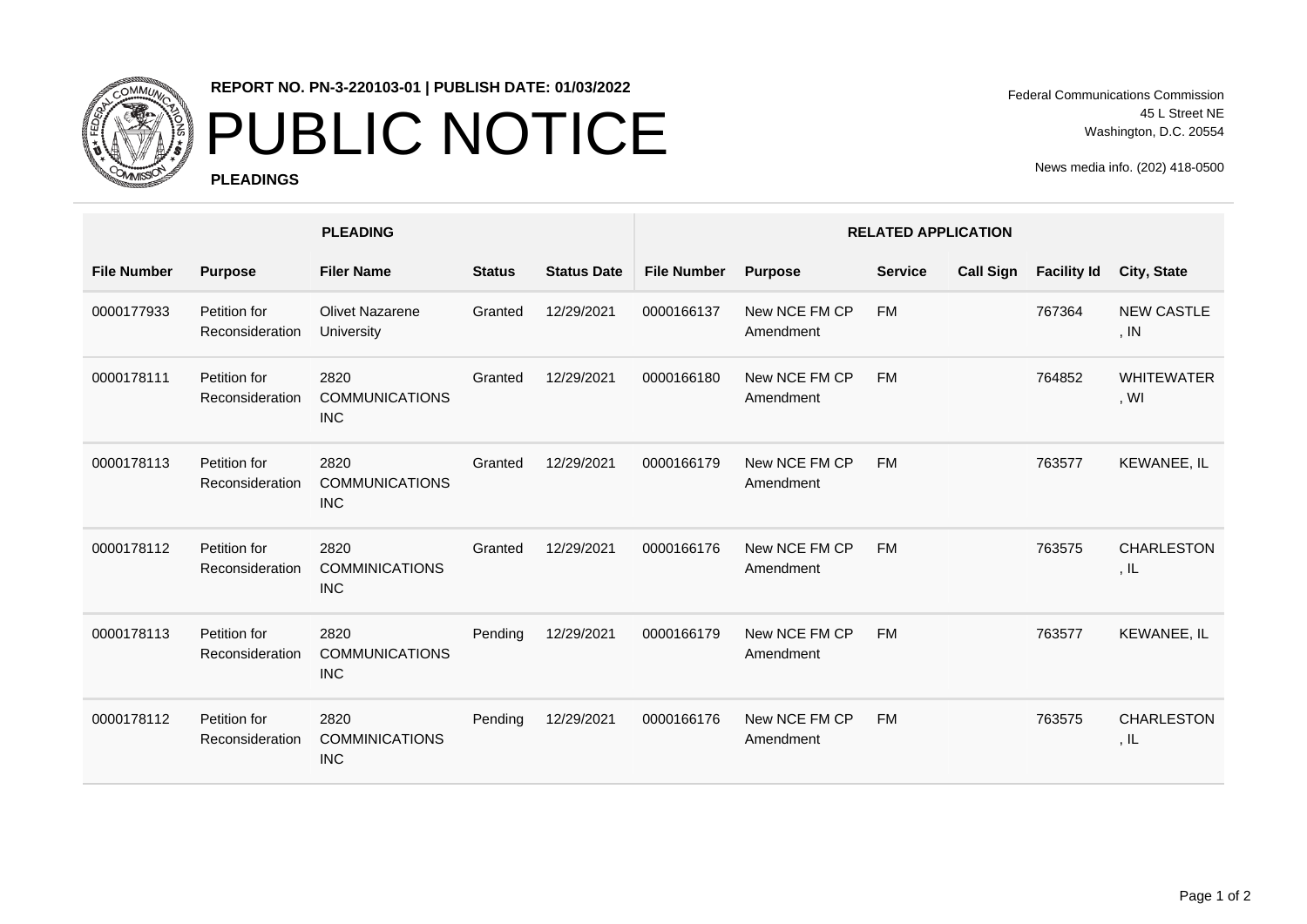**REPORT NO. PN-3-220103-01 | PUBLISH DATE: 01/03/2022**

# PUBLIC NOTICE

**PLEADINGS**

Federal Communications Commission
45 L Street NE
Washington, D.C. 20554

News media info. (202) 418-0500

| PLEADING | | | | | RELATED APPLICATION | | | | | |
|---|---|---|---|---|---|---|---|---|---|---|
| **File Number** | **Purpose** | **Filer Name** | **Status** | **Status Date** | **File Number** | **Purpose** | **Service** | **Call Sign** | **Facility Id** | **City, State** |
| 0000177933 | Petition for Reconsideration | Olivet Nazarene University | Granted | 12/29/2021 | 0000166137 | New NCE FM CP Amendment | FM | | 767364 | NEW CASTLE , IN |
| 0000178111 | Petition for Reconsideration | 2820 COMMUNICATIONS INC | Granted | 12/29/2021 | 0000166180 | New NCE FM CP Amendment | FM | | 764852 | WHITEWATER , WI |
| 0000178113 | Petition for Reconsideration | 2820 COMMUNICATIONS INC | Granted | 12/29/2021 | 0000166179 | New NCE FM CP Amendment | FM | | 763577 | KEWANEE, IL |
| 0000178112 | Petition for Reconsideration | 2820 COMMINICATIONS INC | Granted | 12/29/2021 | 0000166176 | New NCE FM CP Amendment | FM | | 763575 | CHARLESTON , IL |
| 0000178113 | Petition for Reconsideration | 2820 COMMUNICATIONS INC | Pending | 12/29/2021 | 0000166179 | New NCE FM CP Amendment | FM | | 763577 | KEWANEE, IL |
| 0000178112 | Petition for Reconsideration | 2820 COMMINICATIONS INC | Pending | 12/29/2021 | 0000166176 | New NCE FM CP Amendment | FM | | 763575 | CHARLESTON , IL |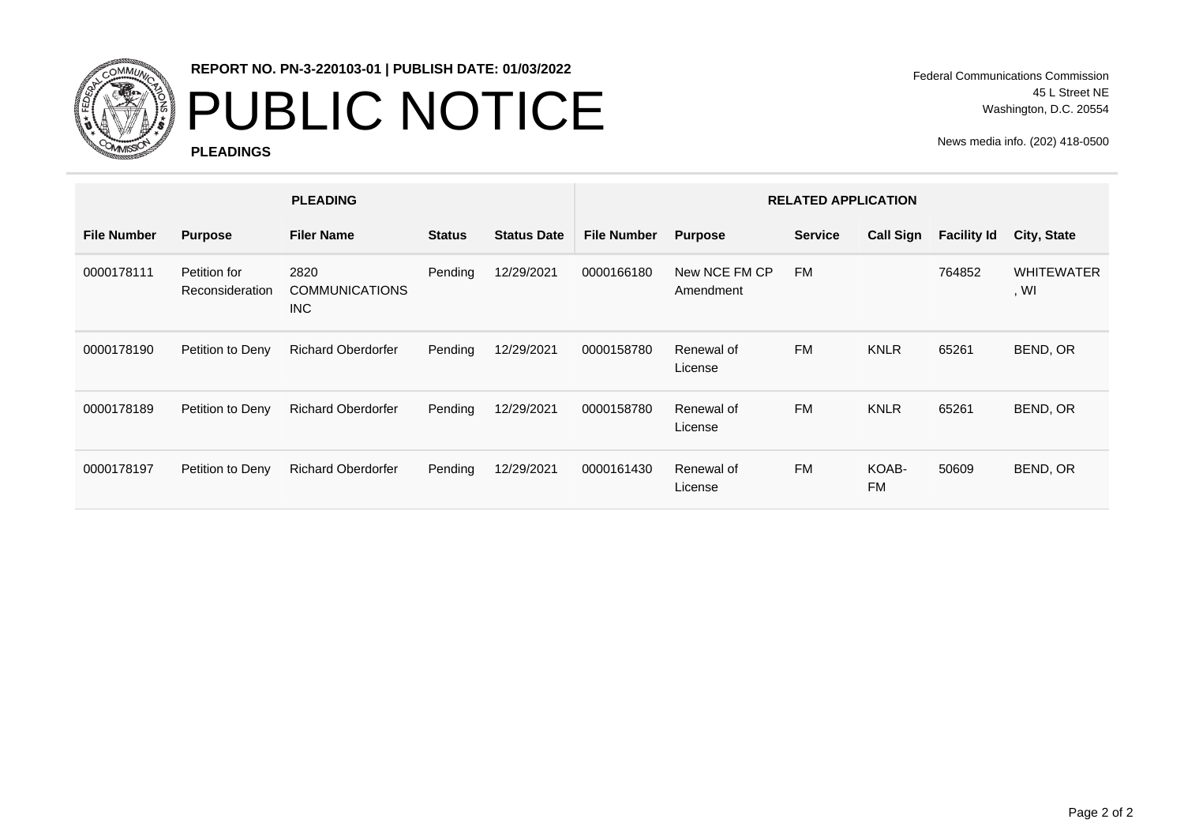**REPORT NO. PN-3-220103-01 | PUBLISH DATE: 01/03/2022**

# PUBLIC NOTICE

**PLEADINGS**

Federal Communications Commission
45 L Street NE
Washington, D.C. 20554

News media info. (202) 418-0500

| PLEADING | | | | | RELATED APPLICATION | | | | | |
|---|---|---|---|---|---|---|---|---|---|---|
| **File Number** | **Purpose** | **Filer Name** | **Status** | **Status Date** | **File Number** | **Purpose** | **Service** | **Call Sign** | **Facility Id** | **City, State** |
| 0000178111 | Petition for Reconsideration | 2820 COMMUNICATIONS INC | Pending | 12/29/2021 | 0000166180 | New NCE FM CP Amendment | FM | | 764852 | WHITEWATER, WI |
| 0000178190 | Petition to Deny | Richard Oberdorfer | Pending | 12/29/2021 | 0000158780 | Renewal of License | FM | KNLR | 65261 | BEND, OR |
| 0000178189 | Petition to Deny | Richard Oberdorfer | Pending | 12/29/2021 | 0000158780 | Renewal of License | FM | KNLR | 65261 | BEND, OR |
| 0000178197 | Petition to Deny | Richard Oberdorfer | Pending | 12/29/2021 | 0000161430 | Renewal of License | FM | KOAB-FM | 50609 | BEND, OR |